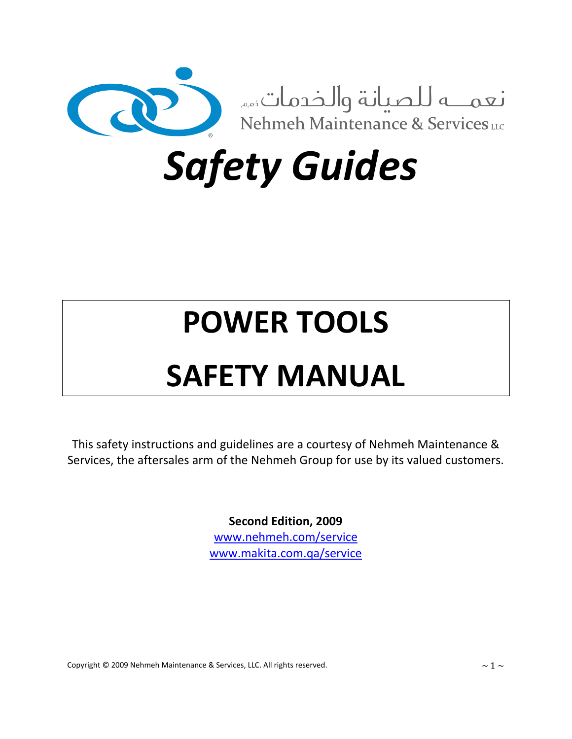نعمـــه للصيانة والخدمات ذ.م.م

Nehmeh Maintenance & Services LLC

# *Safety Guides*

# POWER TOOLS SAFETY MANUAL

This safety instructions and guidelines are a courtesy of Nehmeh Maintenance & Services, the aftersales arm of the Nehmeh Group for use by its valued customers.

**Second Edition, 2009**
www.nehmeh.com/service
www.makita.com.qa/service

Copyright © 2009 Nehmeh Maintenance & Services, LLC. All rights reserved.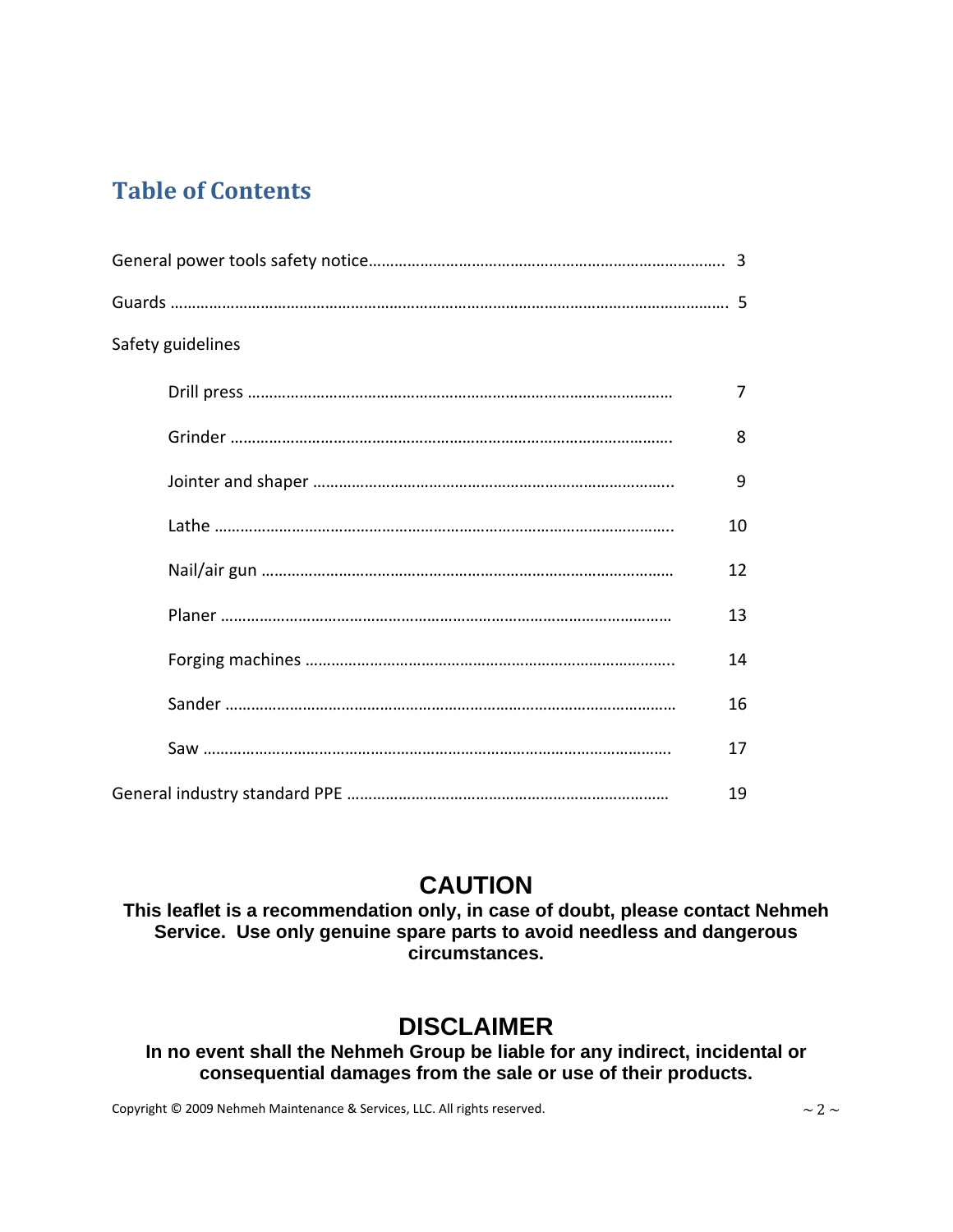## Table of Contents

General power tools safety notice.......... 3

Guards .......... 5

Safety guidelines

- Drill press .......... 7
- Grinder .......... 8
- Jointer and shaper .......... 9
- Lathe .......... 10
- Nail/air gun .......... 12
- Planer .......... 13
- Forging machines .......... 14
- Sander .......... 16
- Saw .......... 17

General industry standard PPE .......... 19

## CAUTION

**This leaflet is a recommendation only, in case of doubt, please contact Nehmeh Service. Use only genuine spare parts to avoid needless and dangerous circumstances.**

## DISCLAIMER

**In no event shall the Nehmeh Group be liable for any indirect, incidental or consequential damages from the sale or use of their products.**

Copyright © 2009 Nehmeh Maintenance & Services, LLC. All rights reserved.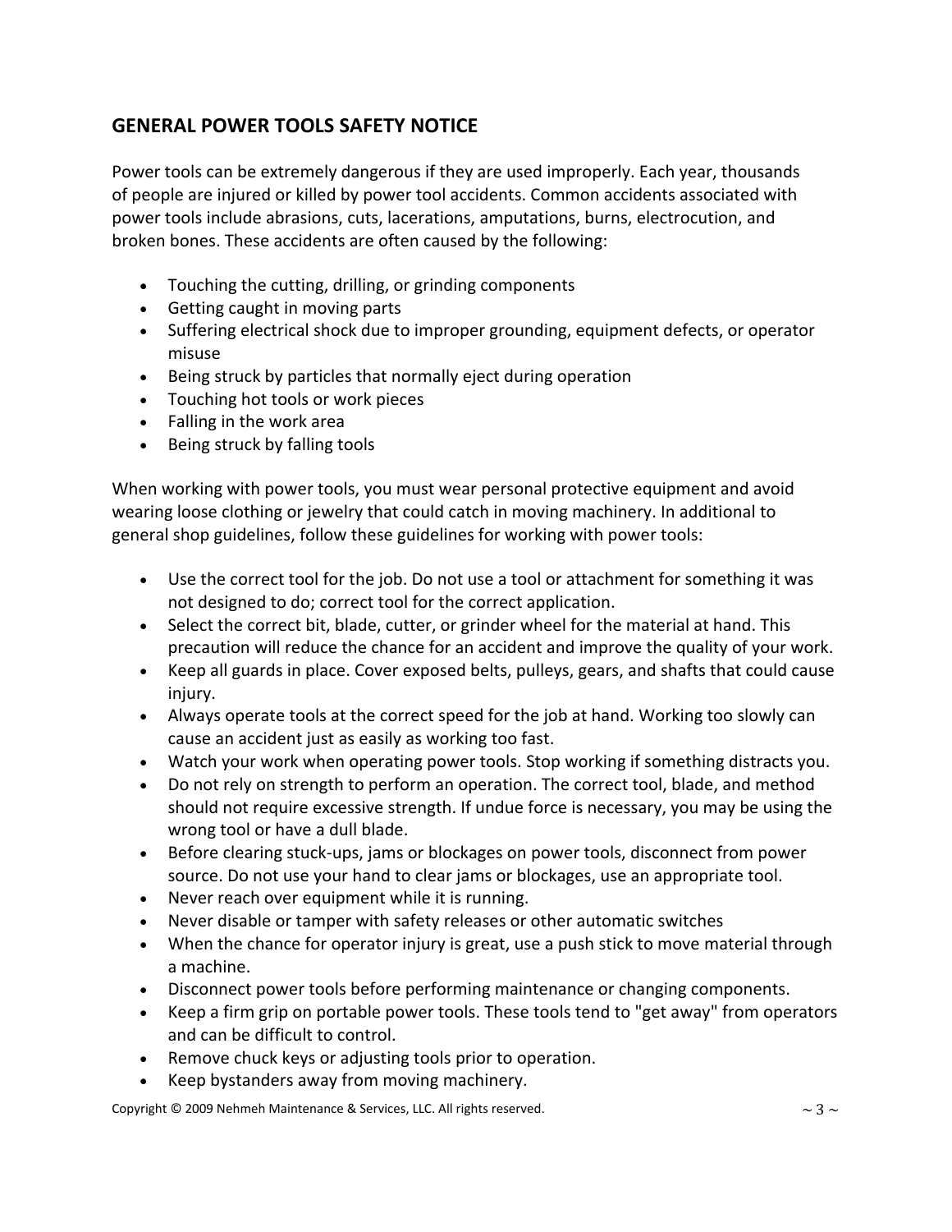## GENERAL POWER TOOLS SAFETY NOTICE

Power tools can be extremely dangerous if they are used improperly. Each year, thousands of people are injured or killed by power tool accidents. Common accidents associated with power tools include abrasions, cuts, lacerations, amputations, burns, electrocution, and broken bones. These accidents are often caused by the following:

- Touching the cutting, drilling, or grinding components
- Getting caught in moving parts
- Suffering electrical shock due to improper grounding, equipment defects, or operator misuse
- Being struck by particles that normally eject during operation
- Touching hot tools or work pieces
- Falling in the work area
- Being struck by falling tools

When working with power tools, you must wear personal protective equipment and avoid wearing loose clothing or jewelry that could catch in moving machinery. In additional to general shop guidelines, follow these guidelines for working with power tools:

- Use the correct tool for the job. Do not use a tool or attachment for something it was not designed to do; correct tool for the correct application.
- Select the correct bit, blade, cutter, or grinder wheel for the material at hand. This precaution will reduce the chance for an accident and improve the quality of your work.
- Keep all guards in place. Cover exposed belts, pulleys, gears, and shafts that could cause injury.
- Always operate tools at the correct speed for the job at hand. Working too slowly can cause an accident just as easily as working too fast.
- Watch your work when operating power tools. Stop working if something distracts you.
- Do not rely on strength to perform an operation. The correct tool, blade, and method should not require excessive strength. If undue force is necessary, you may be using the wrong tool or have a dull blade.
- Before clearing stuck-ups, jams or blockages on power tools, disconnect from power source. Do not use your hand to clear jams or blockages, use an appropriate tool.
- Never reach over equipment while it is running.
- Never disable or tamper with safety releases or other automatic switches
- When the chance for operator injury is great, use a push stick to move material through a machine.
- Disconnect power tools before performing maintenance or changing components.
- Keep a firm grip on portable power tools. These tools tend to "get away" from operators and can be difficult to control.
- Remove chuck keys or adjusting tools prior to operation.
- Keep bystanders away from moving machinery.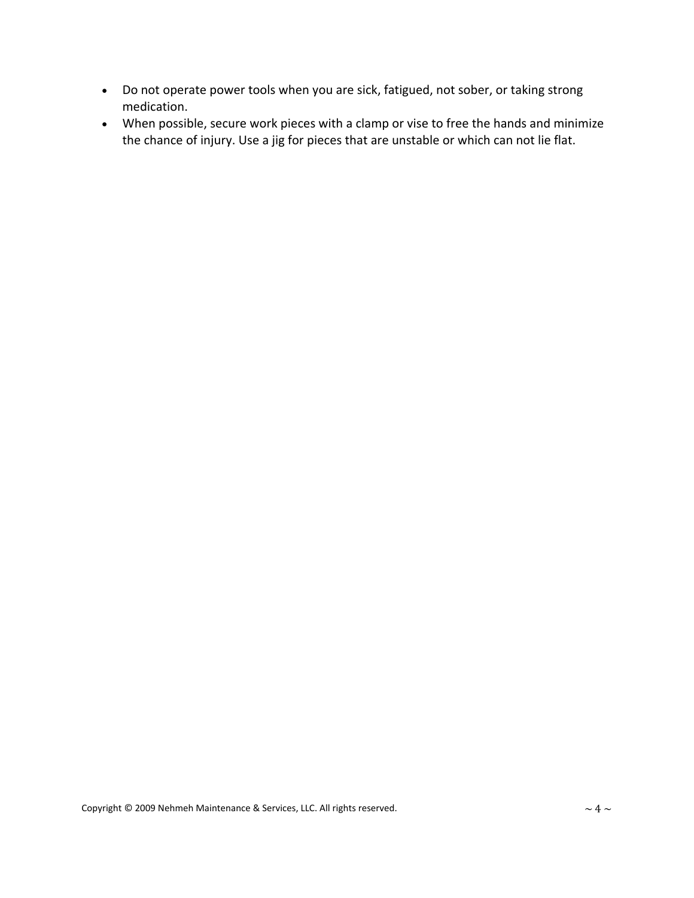- Do not operate power tools when you are sick, fatigued, not sober, or taking strong medication.
- When possible, secure work pieces with a clamp or vise to free the hands and minimize the chance of injury. Use a jig for pieces that are unstable or which can not lie flat.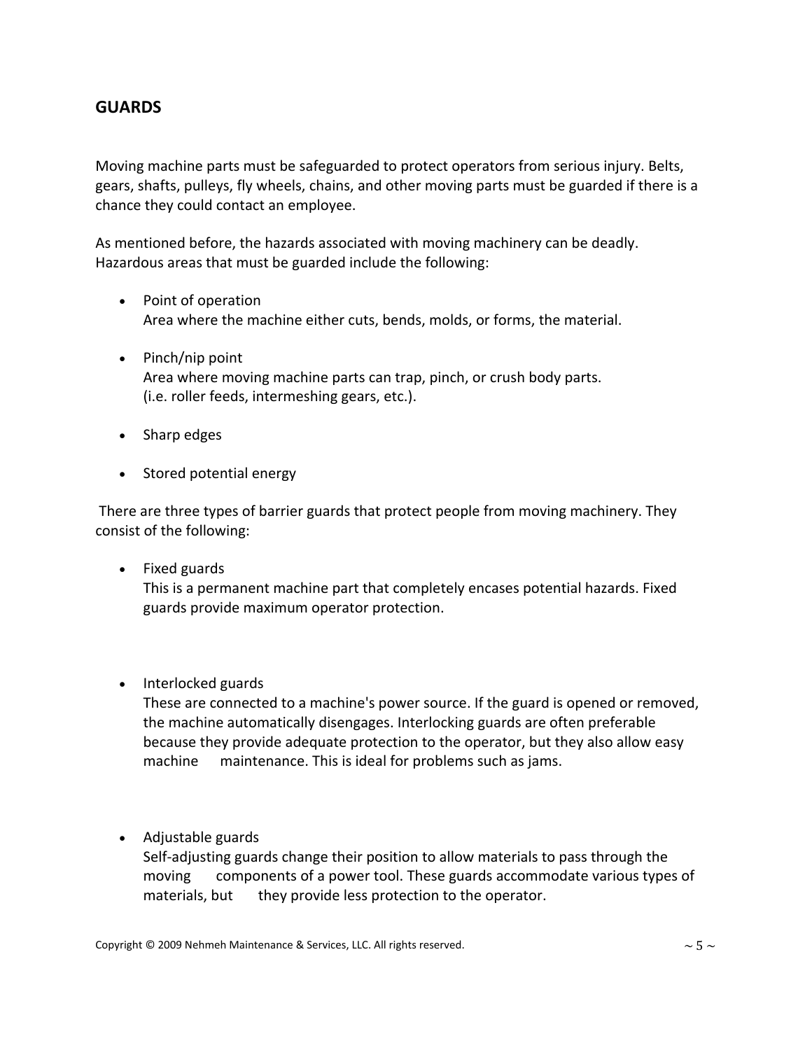## GUARDS

Moving machine parts must be safeguarded to protect operators from serious injury. Belts, gears, shafts, pulleys, fly wheels, chains, and other moving parts must be guarded if there is a chance they could contact an employee.

As mentioned before, the hazards associated with moving machinery can be deadly. Hazardous areas that must be guarded include the following:

- Point of operation
  Area where the machine either cuts, bends, molds, or forms, the material.

- Pinch/nip point
  Area where moving machine parts can trap, pinch, or crush body parts. (i.e. roller feeds, intermeshing gears, etc.).

- Sharp edges

- Stored potential energy

There are three types of barrier guards that protect people from moving machinery. They consist of the following:

- Fixed guards
  This is a permanent machine part that completely encases potential hazards. Fixed guards provide maximum operator protection.

- Interlocked guards
  These are connected to a machine's power source. If the guard is opened or removed, the machine automatically disengages. Interlocking guards are often preferable because they provide adequate protection to the operator, but they also allow easy machine maintenance. This is ideal for problems such as jams.

- Adjustable guards
  Self-adjusting guards change their position to allow materials to pass through the moving components of a power tool. These guards accommodate various types of materials, but they provide less protection to the operator.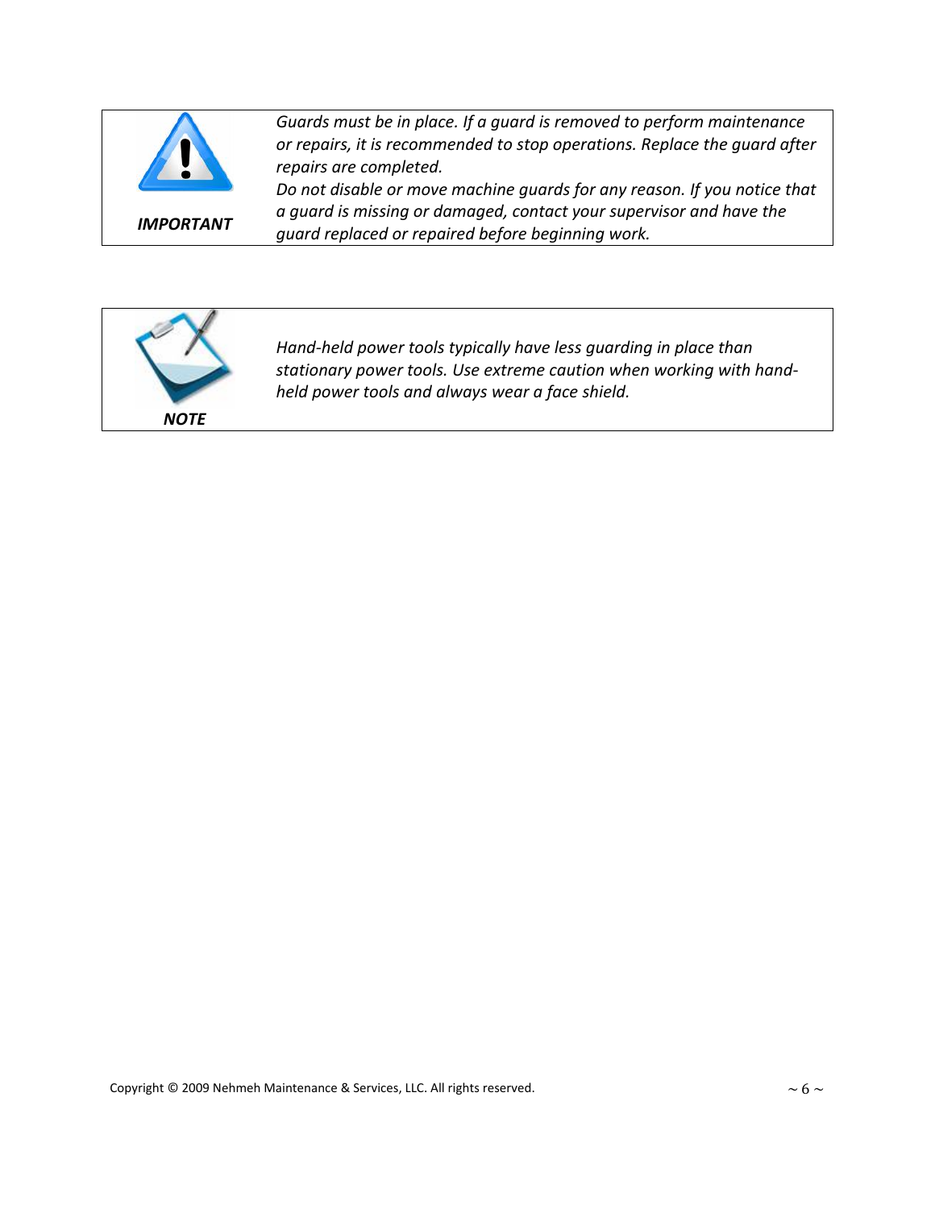| | |
|---|---|
| ***IMPORTANT*** | *Guards must be in place. If a guard is removed to perform maintenance or repairs, it is recommended to stop operations. Replace the guard after repairs are completed.* *Do not disable or move machine guards for any reason. If you notice that a guard is missing or damaged, contact your supervisor and have the guard replaced or repaired before beginning work.* |

| | |
|---|---|
| ***NOTE*** | *Hand-held power tools typically have less guarding in place than stationary power tools. Use extreme caution when working with hand-held power tools and always wear a face shield.* |

Copyright © 2009 Nehmeh Maintenance & Services, LLC. All rights reserved.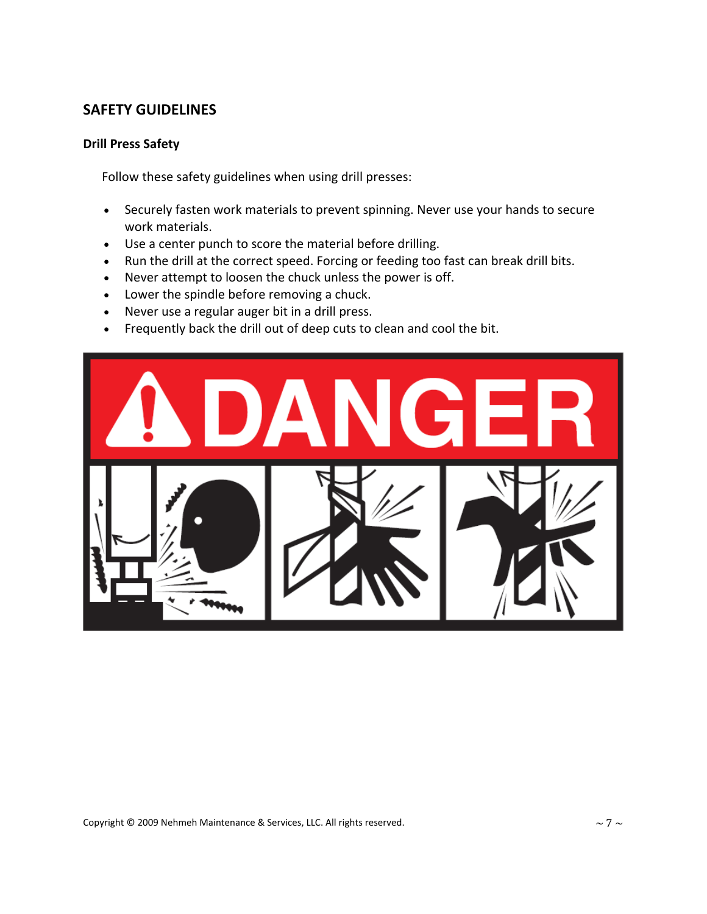## SAFETY GUIDELINES

### Drill Press Safety

Follow these safety guidelines when using drill presses:

- Securely fasten work materials to prevent spinning. Never use your hands to secure work materials.
- Use a center punch to score the material before drilling.
- Run the drill at the correct speed. Forcing or feeding too fast can break drill bits.
- Never attempt to loosen the chuck unless the power is off.
- Lower the spindle before removing a chuck.
- Never use a regular auger bit in a drill press.
- Frequently back the drill out of deep cuts to clean and cool the bit.

DANGER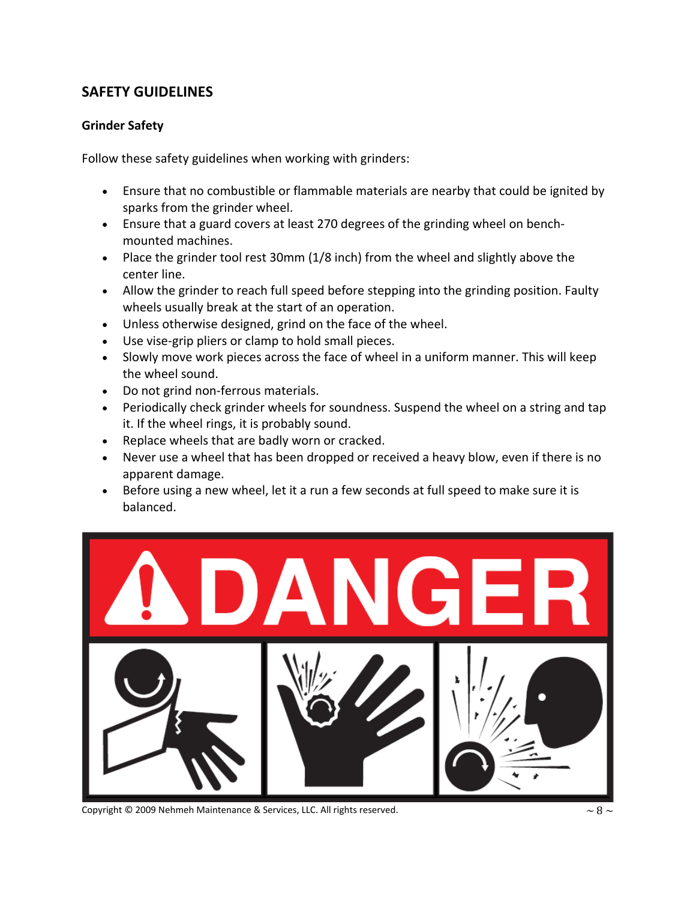## SAFETY GUIDELINES

### Grinder Safety

Follow these safety guidelines when working with grinders:

- Ensure that no combustible or flammable materials are nearby that could be ignited by sparks from the grinder wheel.
- Ensure that a guard covers at least 270 degrees of the grinding wheel on bench-mounted machines.
- Place the grinder tool rest 30mm (1/8 inch) from the wheel and slightly above the center line.
- Allow the grinder to reach full speed before stepping into the grinding position. Faulty wheels usually break at the start of an operation.
- Unless otherwise designed, grind on the face of the wheel.
- Use vise-grip pliers or clamp to hold small pieces.
- Slowly move work pieces across the face of wheel in a uniform manner. This will keep the wheel sound.
- Do not grind non-ferrous materials.
- Periodically check grinder wheels for soundness. Suspend the wheel on a string and tap it. If the wheel rings, it is probably sound.
- Replace wheels that are badly worn or cracked.
- Never use a wheel that has been dropped or received a heavy blow, even if there is no apparent damage.
- Before using a new wheel, let it a run a few seconds at full speed to make sure it is balanced.

DANGER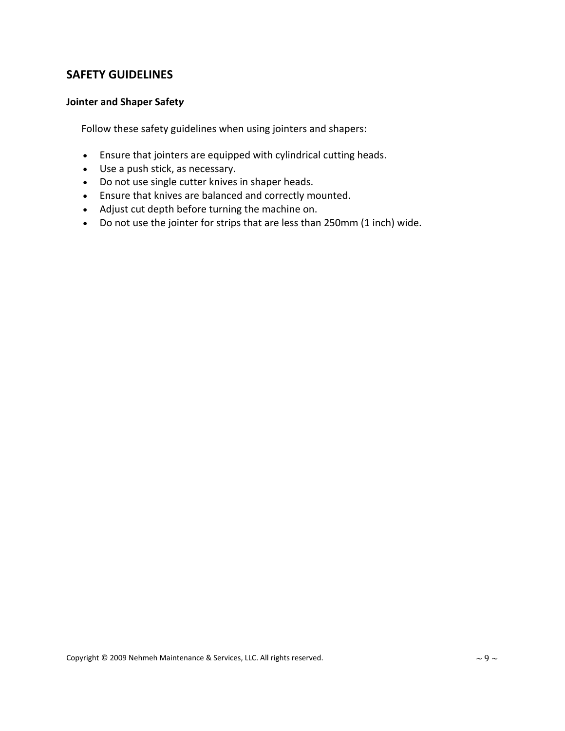## SAFETY GUIDELINES

### Jointer and Shaper Safety

Follow these safety guidelines when using jointers and shapers:

- Ensure that jointers are equipped with cylindrical cutting heads.
- Use a push stick, as necessary.
- Do not use single cutter knives in shaper heads.
- Ensure that knives are balanced and correctly mounted.
- Adjust cut depth before turning the machine on.
- Do not use the jointer for strips that are less than 250mm (1 inch) wide.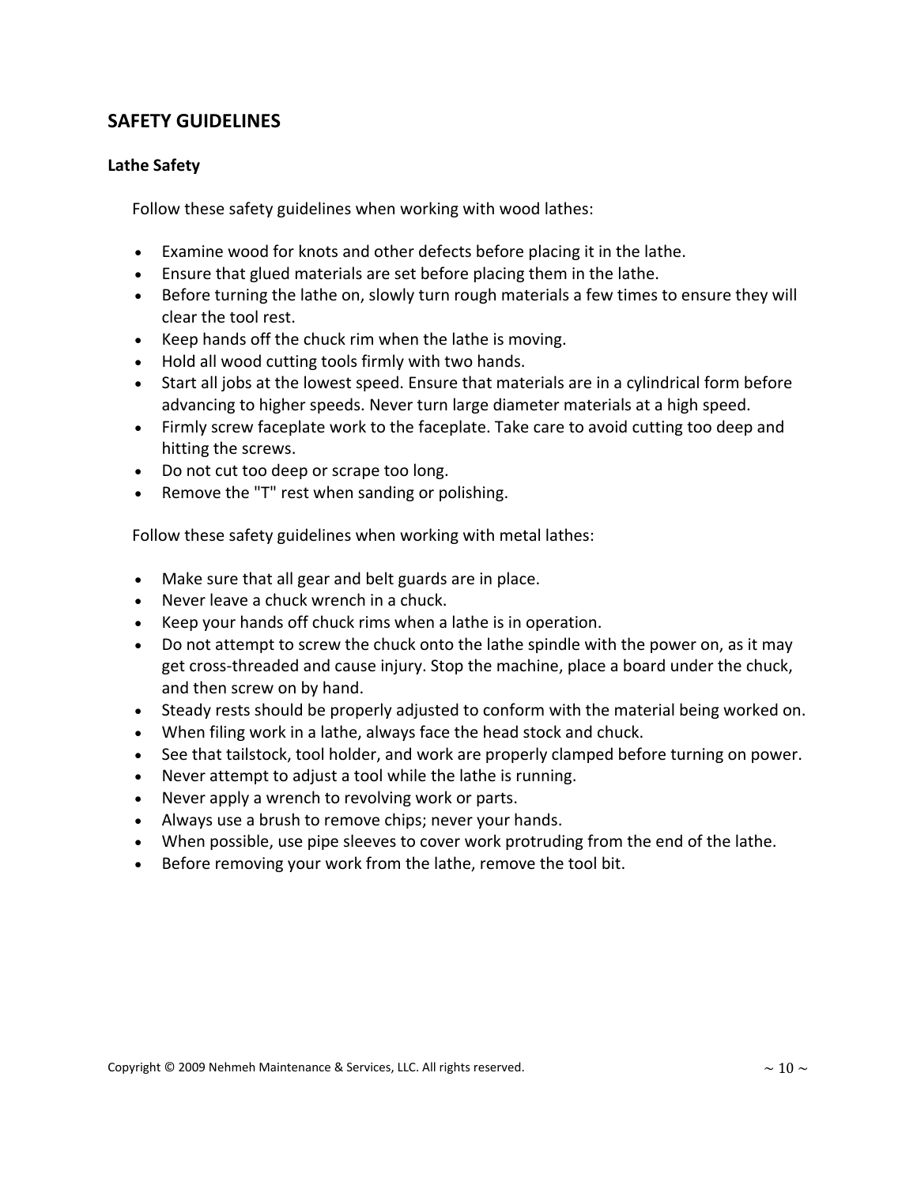## SAFETY GUIDELINES

### Lathe Safety

Follow these safety guidelines when working with wood lathes:

- Examine wood for knots and other defects before placing it in the lathe.
- Ensure that glued materials are set before placing them in the lathe.
- Before turning the lathe on, slowly turn rough materials a few times to ensure they will clear the tool rest.
- Keep hands off the chuck rim when the lathe is moving.
- Hold all wood cutting tools firmly with two hands.
- Start all jobs at the lowest speed. Ensure that materials are in a cylindrical form before advancing to higher speeds. Never turn large diameter materials at a high speed.
- Firmly screw faceplate work to the faceplate. Take care to avoid cutting too deep and hitting the screws.
- Do not cut too deep or scrape too long.
- Remove the "T" rest when sanding or polishing.

Follow these safety guidelines when working with metal lathes:

- Make sure that all gear and belt guards are in place.
- Never leave a chuck wrench in a chuck.
- Keep your hands off chuck rims when a lathe is in operation.
- Do not attempt to screw the chuck onto the lathe spindle with the power on, as it may get cross-threaded and cause injury. Stop the machine, place a board under the chuck, and then screw on by hand.
- Steady rests should be properly adjusted to conform with the material being worked on.
- When filing work in a lathe, always face the head stock and chuck.
- See that tailstock, tool holder, and work are properly clamped before turning on power.
- Never attempt to adjust a tool while the lathe is running.
- Never apply a wrench to revolving work or parts.
- Always use a brush to remove chips; never your hands.
- When possible, use pipe sleeves to cover work protruding from the end of the lathe.
- Before removing your work from the lathe, remove the tool bit.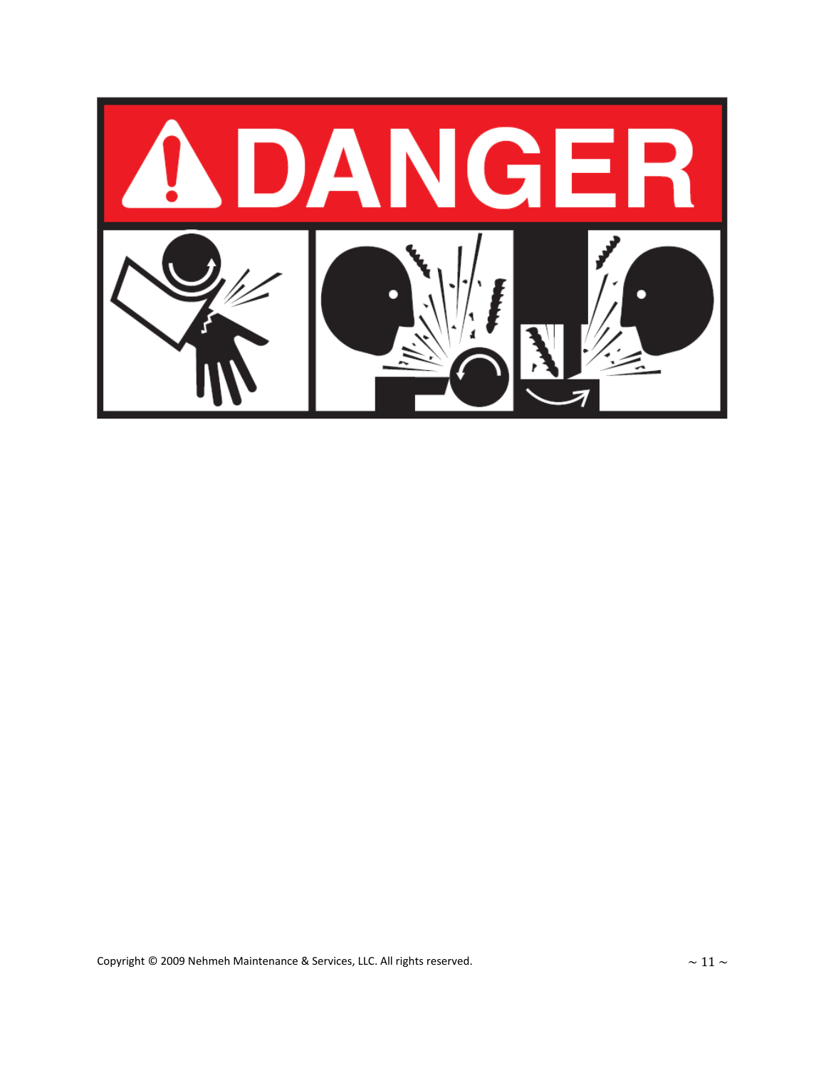# DANGER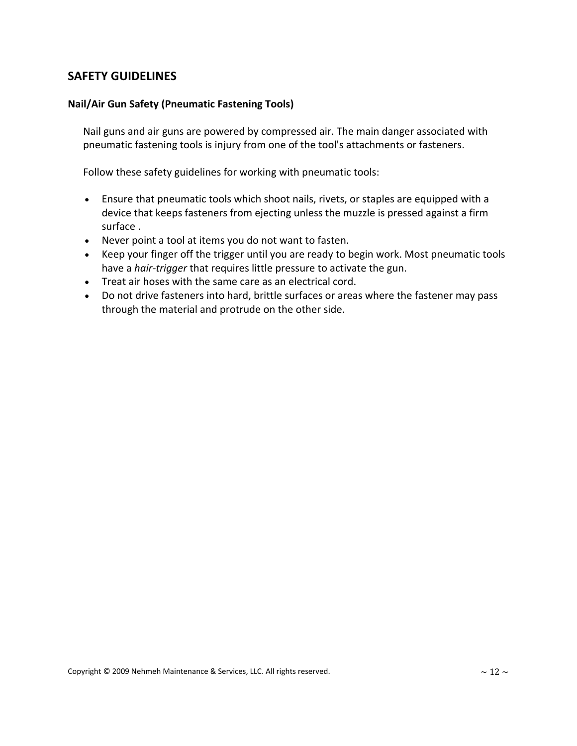## SAFETY GUIDELINES

### Nail/Air Gun Safety (Pneumatic Fastening Tools)

Nail guns and air guns are powered by compressed air. The main danger associated with pneumatic fastening tools is injury from one of the tool's attachments or fasteners.

Follow these safety guidelines for working with pneumatic tools:

- Ensure that pneumatic tools which shoot nails, rivets, or staples are equipped with a device that keeps fasteners from ejecting unless the muzzle is pressed against a firm surface .
- Never point a tool at items you do not want to fasten.
- Keep your finger off the trigger until you are ready to begin work. Most pneumatic tools have a *hair-trigger* that requires little pressure to activate the gun.
- Treat air hoses with the same care as an electrical cord.
- Do not drive fasteners into hard, brittle surfaces or areas where the fastener may pass through the material and protrude on the other side.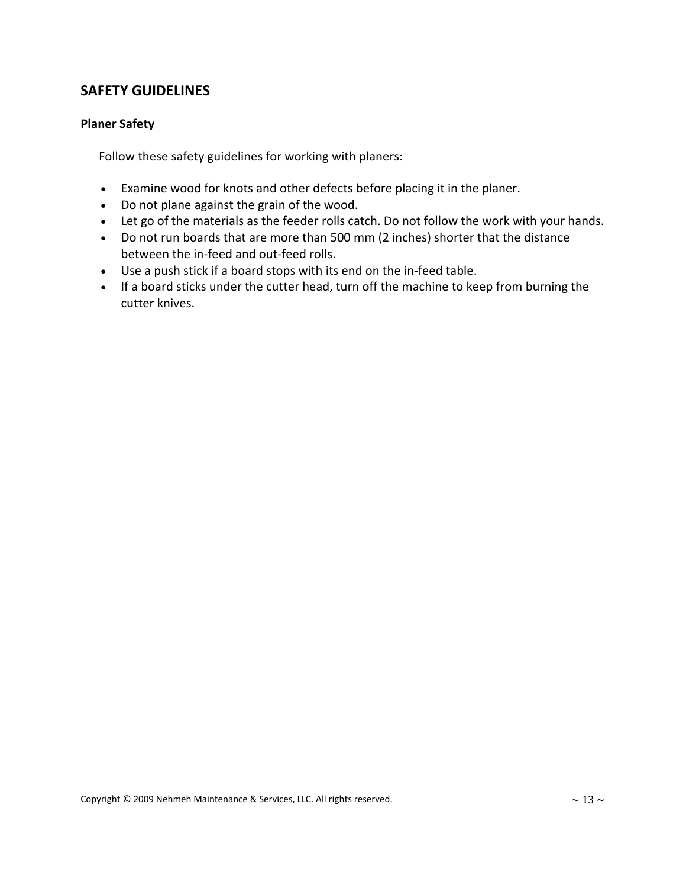# SAFETY GUIDELINES

## Planer Safety

Follow these safety guidelines for working with planers:

- Examine wood for knots and other defects before placing it in the planer.
- Do not plane against the grain of the wood.
- Let go of the materials as the feeder rolls catch. Do not follow the work with your hands.
- Do not run boards that are more than 500 mm (2 inches) shorter that the distance between the in-feed and out-feed rolls.
- Use a push stick if a board stops with its end on the in-feed table.
- If a board sticks under the cutter head, turn off the machine to keep from burning the cutter knives.

Copyright © 2009 Nehmeh Maintenance & Services, LLC. All rights reserved.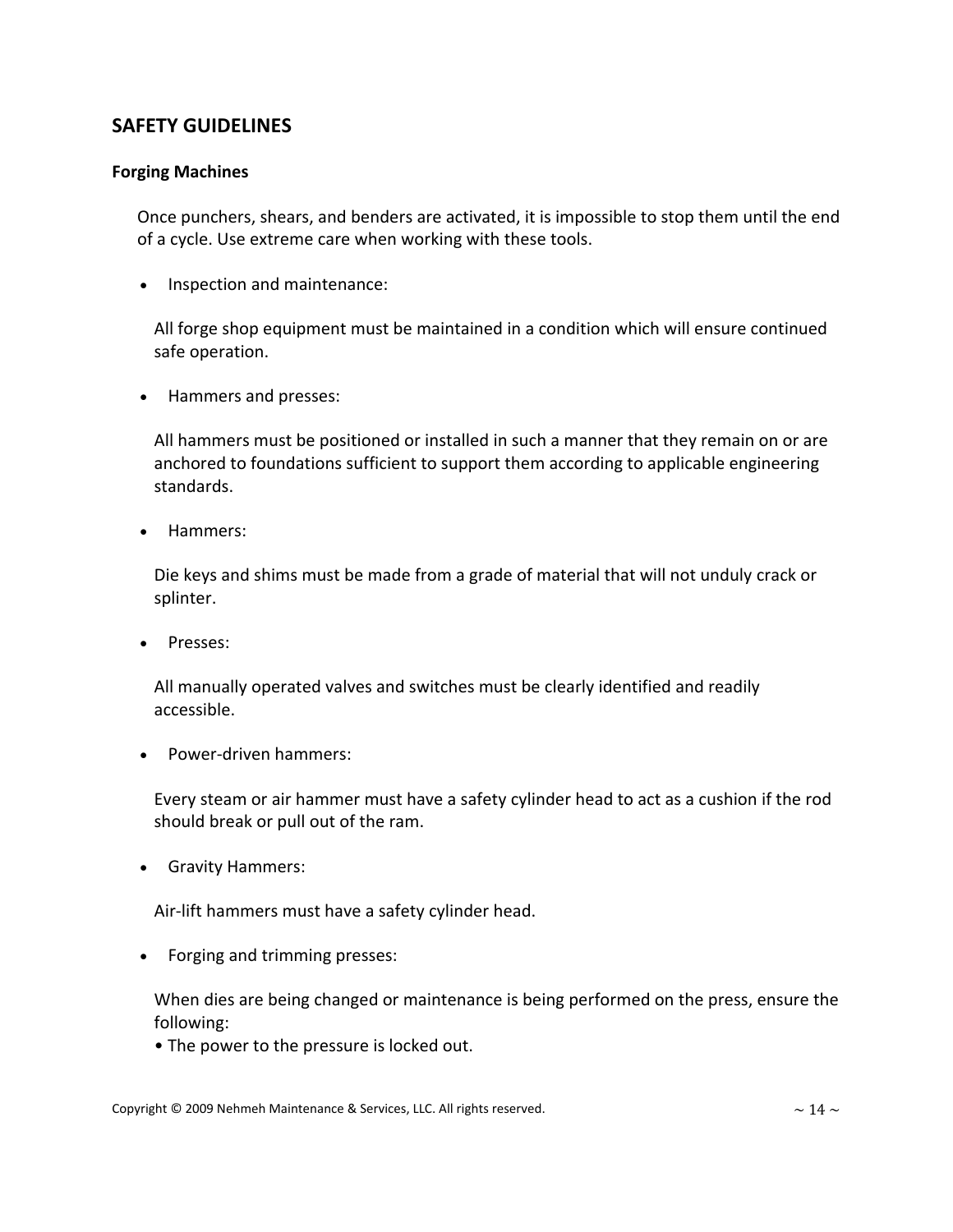## SAFETY GUIDELINES

### Forging Machines

Once punchers, shears, and benders are activated, it is impossible to stop them until the end of a cycle. Use extreme care when working with these tools.

- Inspection and maintenance:

  All forge shop equipment must be maintained in a condition which will ensure continued safe operation.

- Hammers and presses:

  All hammers must be positioned or installed in such a manner that they remain on or are anchored to foundations sufficient to support them according to applicable engineering standards.

- Hammers:

  Die keys and shims must be made from a grade of material that will not unduly crack or splinter.

- Presses:

  All manually operated valves and switches must be clearly identified and readily accessible.

- Power-driven hammers:

  Every steam or air hammer must have a safety cylinder head to act as a cushion if the rod should break or pull out of the ram.

- Gravity Hammers:

  Air-lift hammers must have a safety cylinder head.

- Forging and trimming presses:

  When dies are being changed or maintenance is being performed on the press, ensure the following:
  • The power to the pressure is locked out.

Copyright © 2009 Nehmeh Maintenance & Services, LLC. All rights reserved.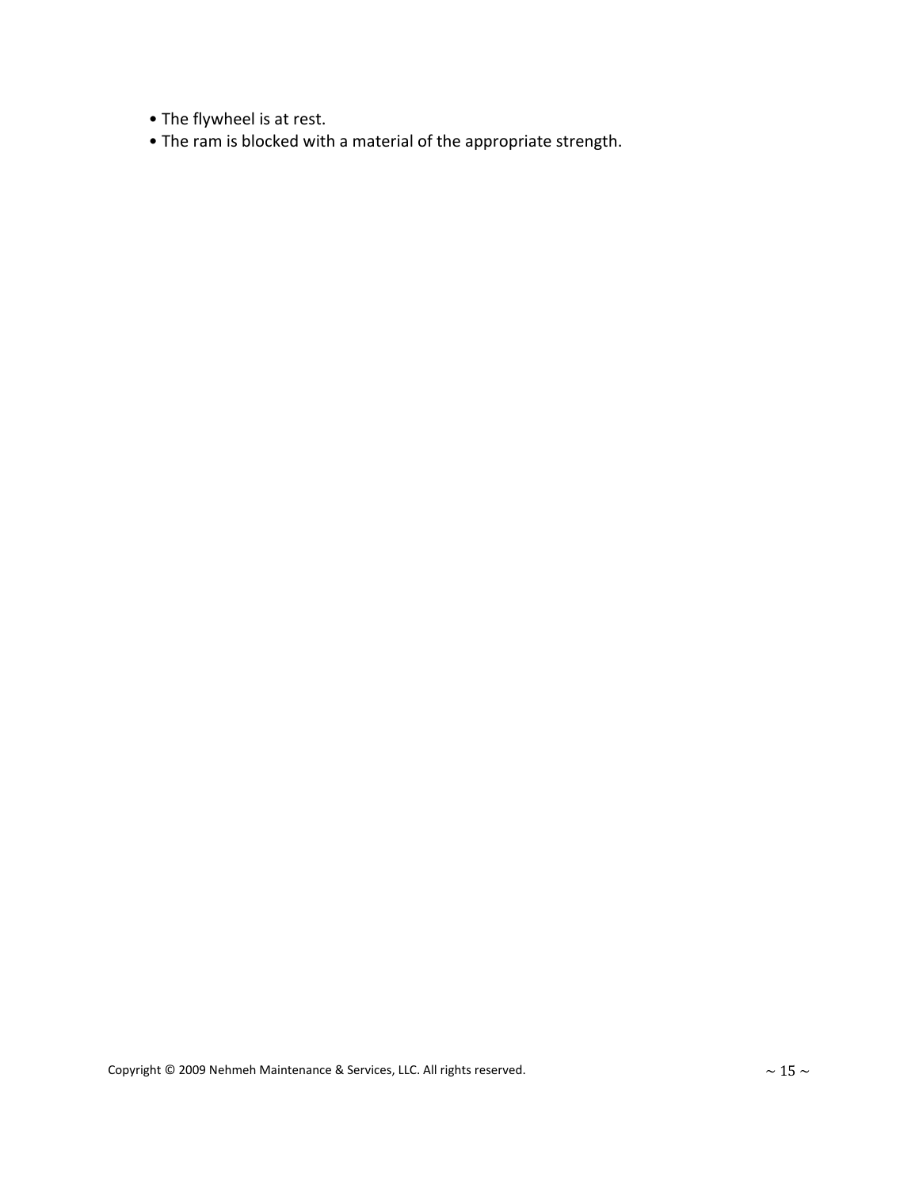- The flywheel is at rest.
- The ram is blocked with a material of the appropriate strength.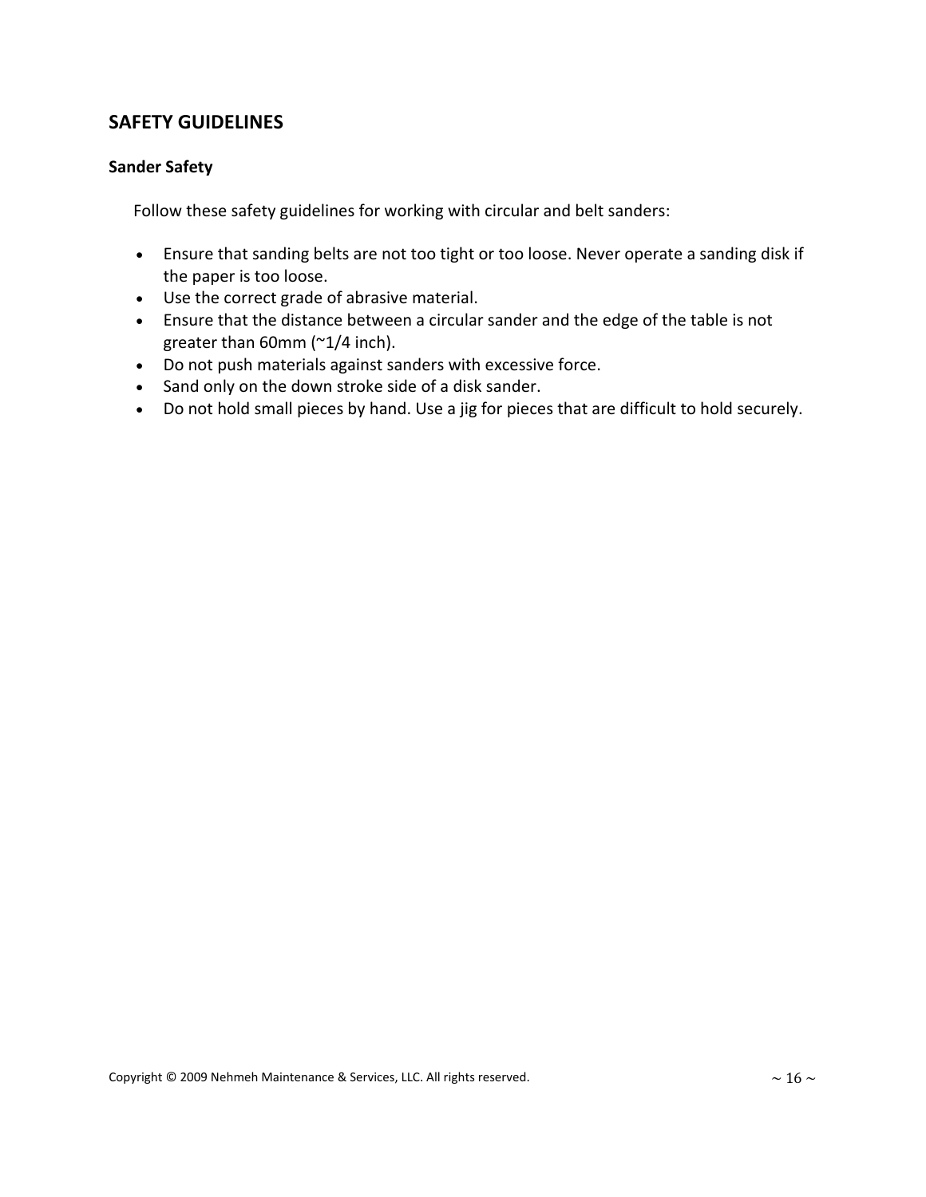## SAFETY GUIDELINES

### Sander Safety

Follow these safety guidelines for working with circular and belt sanders:

- Ensure that sanding belts are not too tight or too loose. Never operate a sanding disk if the paper is too loose.
- Use the correct grade of abrasive material.
- Ensure that the distance between a circular sander and the edge of the table is not greater than 60mm (~1/4 inch).
- Do not push materials against sanders with excessive force.
- Sand only on the down stroke side of a disk sander.
- Do not hold small pieces by hand. Use a jig for pieces that are difficult to hold securely.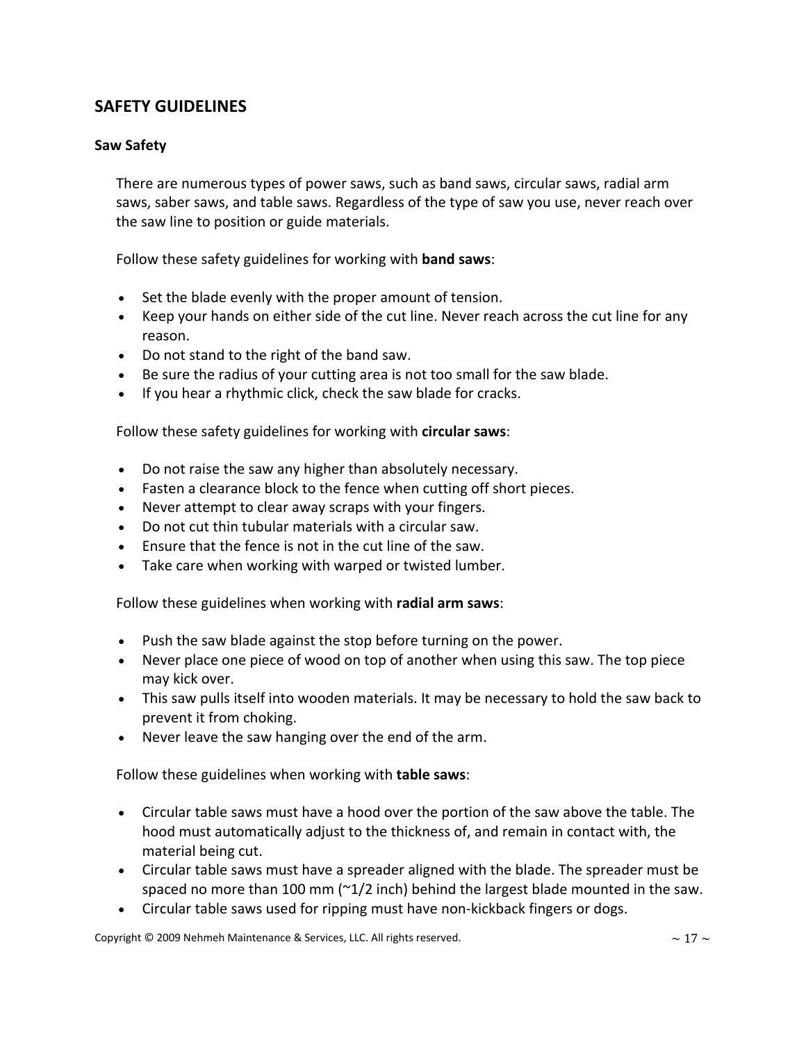## SAFETY GUIDELINES

### Saw Safety

There are numerous types of power saws, such as band saws, circular saws, radial arm saws, saber saws, and table saws. Regardless of the type of saw you use, never reach over the saw line to position or guide materials.

Follow these safety guidelines for working with **band saws**:

- Set the blade evenly with the proper amount of tension.
- Keep your hands on either side of the cut line. Never reach across the cut line for any reason.
- Do not stand to the right of the band saw.
- Be sure the radius of your cutting area is not too small for the saw blade.
- If you hear a rhythmic click, check the saw blade for cracks.

Follow these safety guidelines for working with **circular saws**:

- Do not raise the saw any higher than absolutely necessary.
- Fasten a clearance block to the fence when cutting off short pieces.
- Never attempt to clear away scraps with your fingers.
- Do not cut thin tubular materials with a circular saw.
- Ensure that the fence is not in the cut line of the saw.
- Take care when working with warped or twisted lumber.

Follow these guidelines when working with **radial arm saws**:

- Push the saw blade against the stop before turning on the power.
- Never place one piece of wood on top of another when using this saw. The top piece may kick over.
- This saw pulls itself into wooden materials. It may be necessary to hold the saw back to prevent it from choking.
- Never leave the saw hanging over the end of the arm.

Follow these guidelines when working with **table saws**:

- Circular table saws must have a hood over the portion of the saw above the table. The hood must automatically adjust to the thickness of, and remain in contact with, the material being cut.
- Circular table saws must have a spreader aligned with the blade. The spreader must be spaced no more than 100 mm (~1/2 inch) behind the largest blade mounted in the saw.
- Circular table saws used for ripping must have non-kickback fingers or dogs.

Copyright © 2009 Nehmeh Maintenance & Services, LLC. All rights reserved.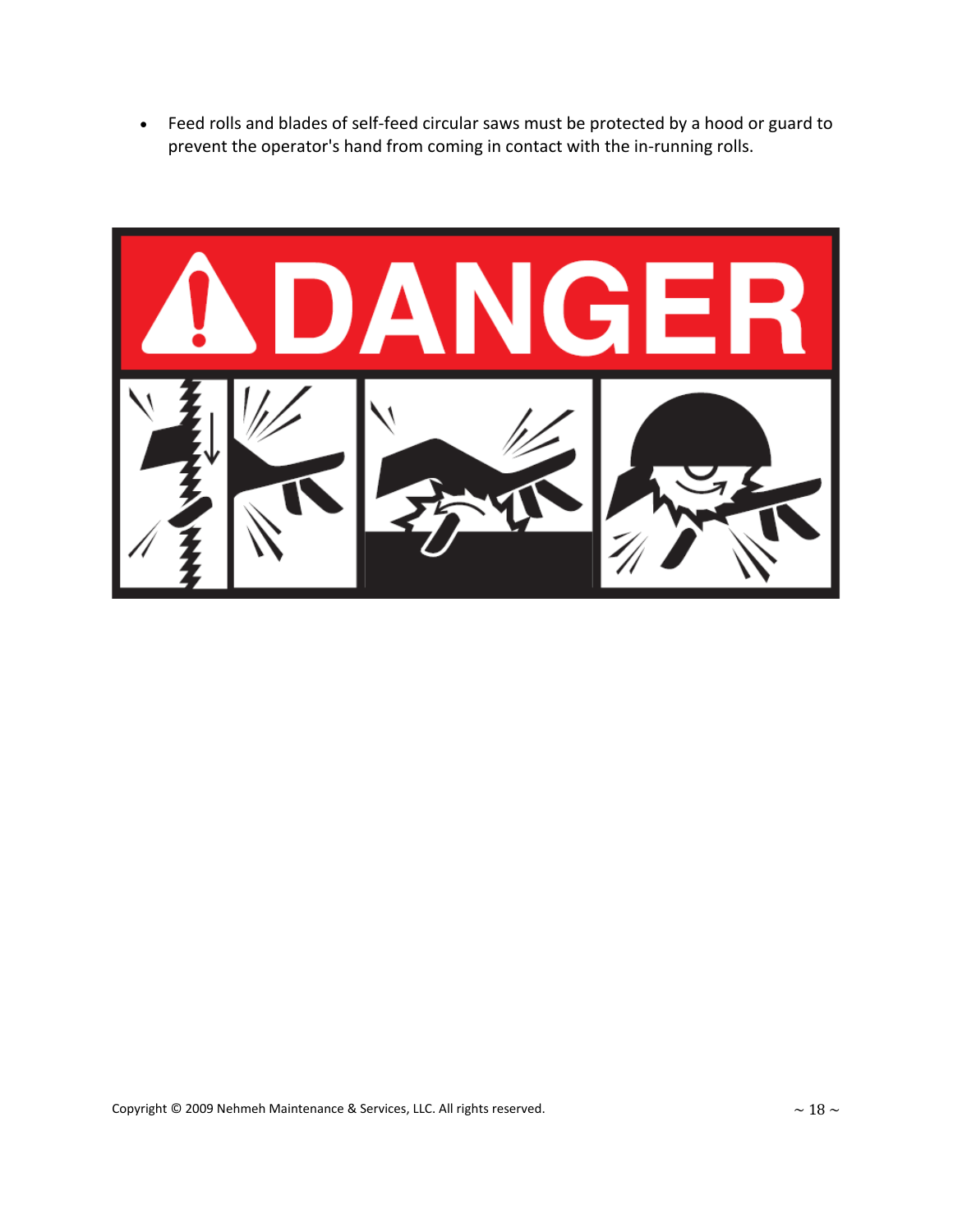- Feed rolls and blades of self-feed circular saws must be protected by a hood or guard to prevent the operator's hand from coming in contact with the in-running rolls.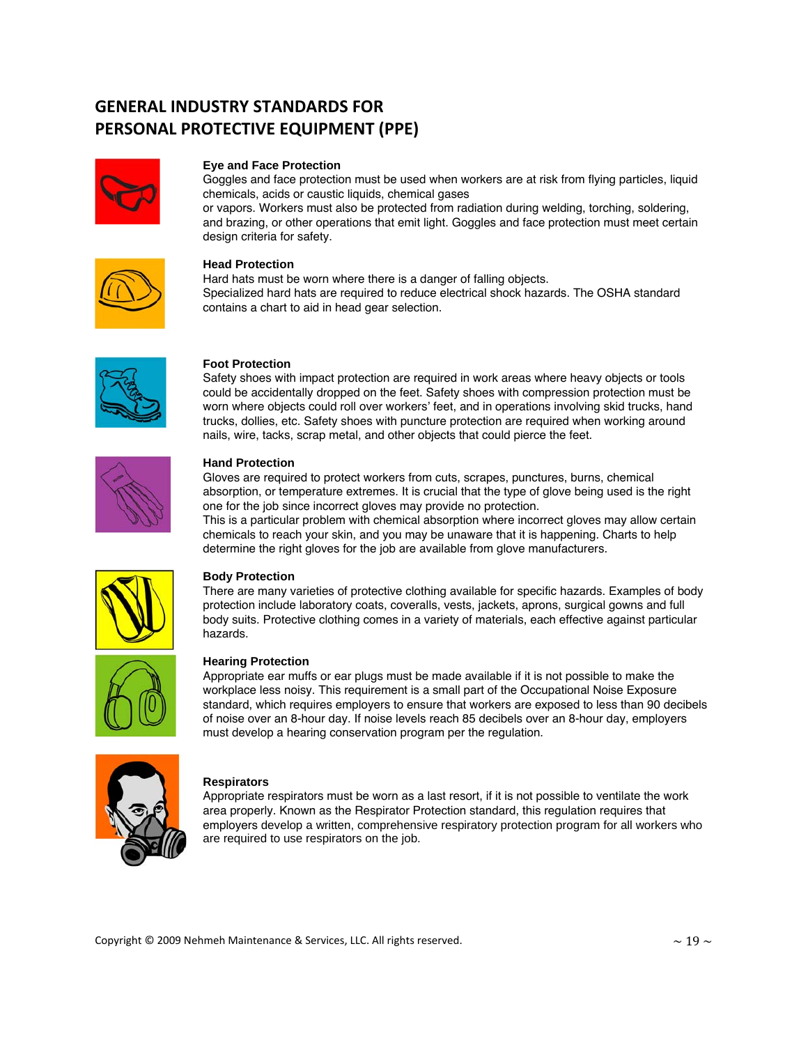# GENERAL INDUSTRY STANDARDS FOR PERSONAL PROTECTIVE EQUIPMENT (PPE)

### Eye and Face Protection

Goggles and face protection must be used when workers are at risk from flying particles, liquid chemicals, acids or caustic liquids, chemical gases or vapors. Workers must also be protected from radiation during welding, torching, soldering, and brazing, or other operations that emit light. Goggles and face protection must meet certain design criteria for safety.

### Head Protection

Hard hats must be worn where there is a danger of falling objects. Specialized hard hats are required to reduce electrical shock hazards. The OSHA standard contains a chart to aid in head gear selection.

### Foot Protection

Safety shoes with impact protection are required in work areas where heavy objects or tools could be accidentally dropped on the feet. Safety shoes with compression protection must be worn where objects could roll over workers' feet, and in operations involving skid trucks, hand trucks, dollies, etc. Safety shoes with puncture protection are required when working around nails, wire, tacks, scrap metal, and other objects that could pierce the feet.

### Hand Protection

Gloves are required to protect workers from cuts, scrapes, punctures, burns, chemical absorption, or temperature extremes. It is crucial that the type of glove being used is the right one for the job since incorrect gloves may provide no protection.
This is a particular problem with chemical absorption where incorrect gloves may allow certain chemicals to reach your skin, and you may be unaware that it is happening. Charts to help determine the right gloves for the job are available from glove manufacturers.

### Body Protection

There are many varieties of protective clothing available for specific hazards. Examples of body protection include laboratory coats, coveralls, vests, jackets, aprons, surgical gowns and full body suits. Protective clothing comes in a variety of materials, each effective against particular hazards.

### Hearing Protection

Appropriate ear muffs or ear plugs must be made available if it is not possible to make the workplace less noisy. This requirement is a small part of the Occupational Noise Exposure standard, which requires employers to ensure that workers are exposed to less than 90 decibels of noise over an 8-hour day. If noise levels reach 85 decibels over an 8-hour day, employers must develop a hearing conservation program per the regulation.

### Respirators

Appropriate respirators must be worn as a last resort, if it is not possible to ventilate the work area properly. Known as the Respirator Protection standard, this regulation requires that employers develop a written, comprehensive respiratory protection program for all workers who are required to use respirators on the job.

Copyright © 2009 Nehmeh Maintenance & Services, LLC. All rights reserved.